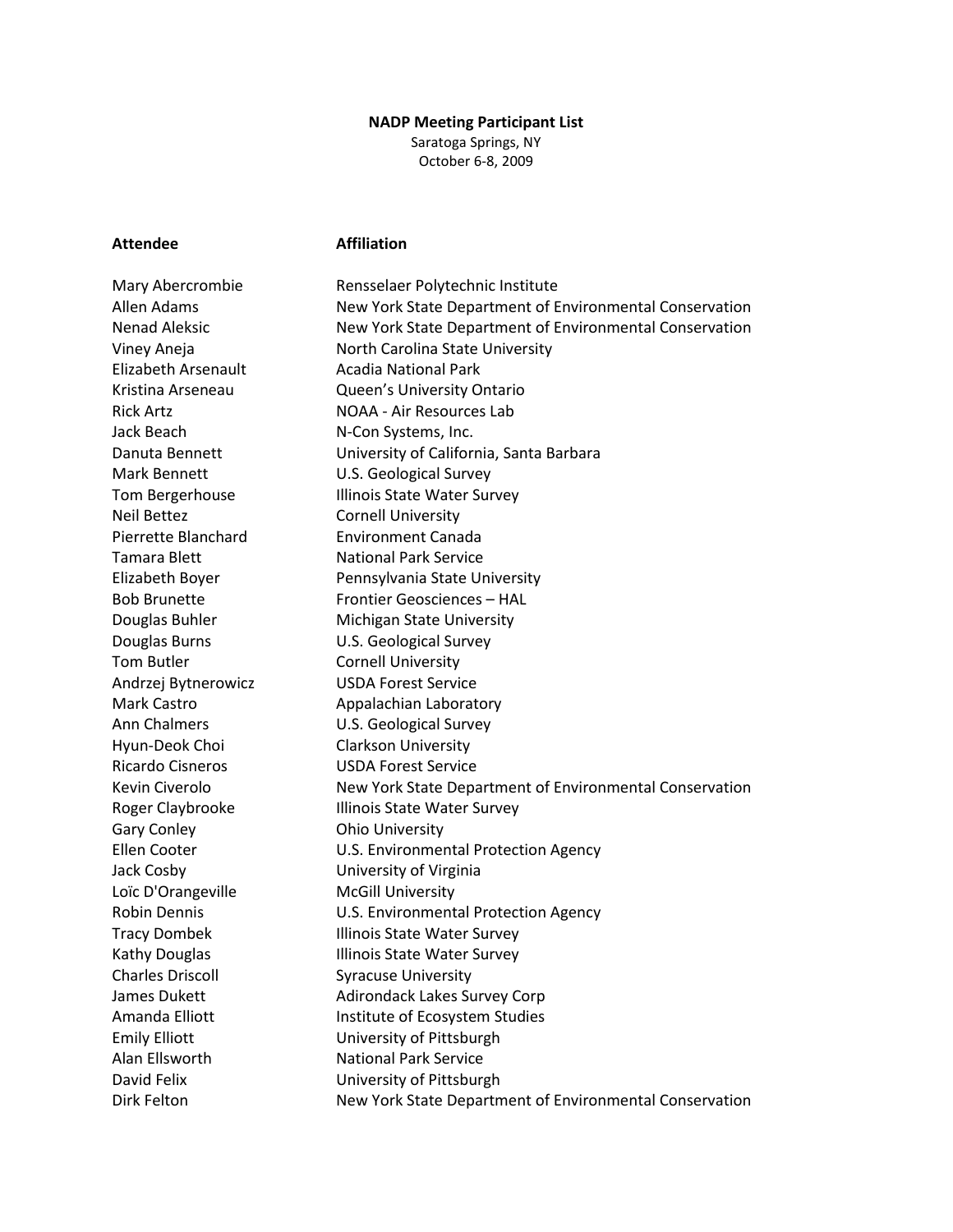**NADP Meeting Participant List**

Saratoga Springs, NY
October 6-8, 2009

| Attendee | Affiliation |
|---|---|
| Mary Abercrombie | Rensselaer Polytechnic Institute |
| Allen Adams | New York State Department of Environmental Conservation |
| Nenad Aleksic | New York State Department of Environmental Conservation |
| Viney Aneja | North Carolina State University |
| Elizabeth Arsenault | Acadia National Park |
| Kristina Arseneau | Queen's University Ontario |
| Rick Artz | NOAA - Air Resources Lab |
| Jack Beach | N-Con Systems, Inc. |
| Danuta Bennett | University of California, Santa Barbara |
| Mark Bennett | U.S. Geological Survey |
| Tom Bergerhouse | Illinois State Water Survey |
| Neil Bettez | Cornell University |
| Pierrette Blanchard | Environment Canada |
| Tamara Blett | National Park Service |
| Elizabeth Boyer | Pennsylvania State University |
| Bob Brunette | Frontier Geosciences – HAL |
| Douglas Buhler | Michigan State University |
| Douglas Burns | U.S. Geological Survey |
| Tom Butler | Cornell University |
| Andrzej Bytnerowicz | USDA Forest Service |
| Mark Castro | Appalachian Laboratory |
| Ann Chalmers | U.S. Geological Survey |
| Hyun-Deok Choi | Clarkson University |
| Ricardo Cisneros | USDA Forest Service |
| Kevin Civerolo | New York State Department of Environmental Conservation |
| Roger Claybrooke | Illinois State Water Survey |
| Gary Conley | Ohio University |
| Ellen Cooter | U.S. Environmental Protection Agency |
| Jack Cosby | University of Virginia |
| Loïc D'Orangeville | McGill University |
| Robin Dennis | U.S. Environmental Protection Agency |
| Tracy Dombek | Illinois State Water Survey |
| Kathy Douglas | Illinois State Water Survey |
| Charles Driscoll | Syracuse University |
| James Dukett | Adirondack Lakes Survey Corp |
| Amanda Elliott | Institute of Ecosystem Studies |
| Emily Elliott | University of Pittsburgh |
| Alan Ellsworth | National Park Service |
| David Felix | University of Pittsburgh |
| Dirk Felton | New York State Department of Environmental Conservation |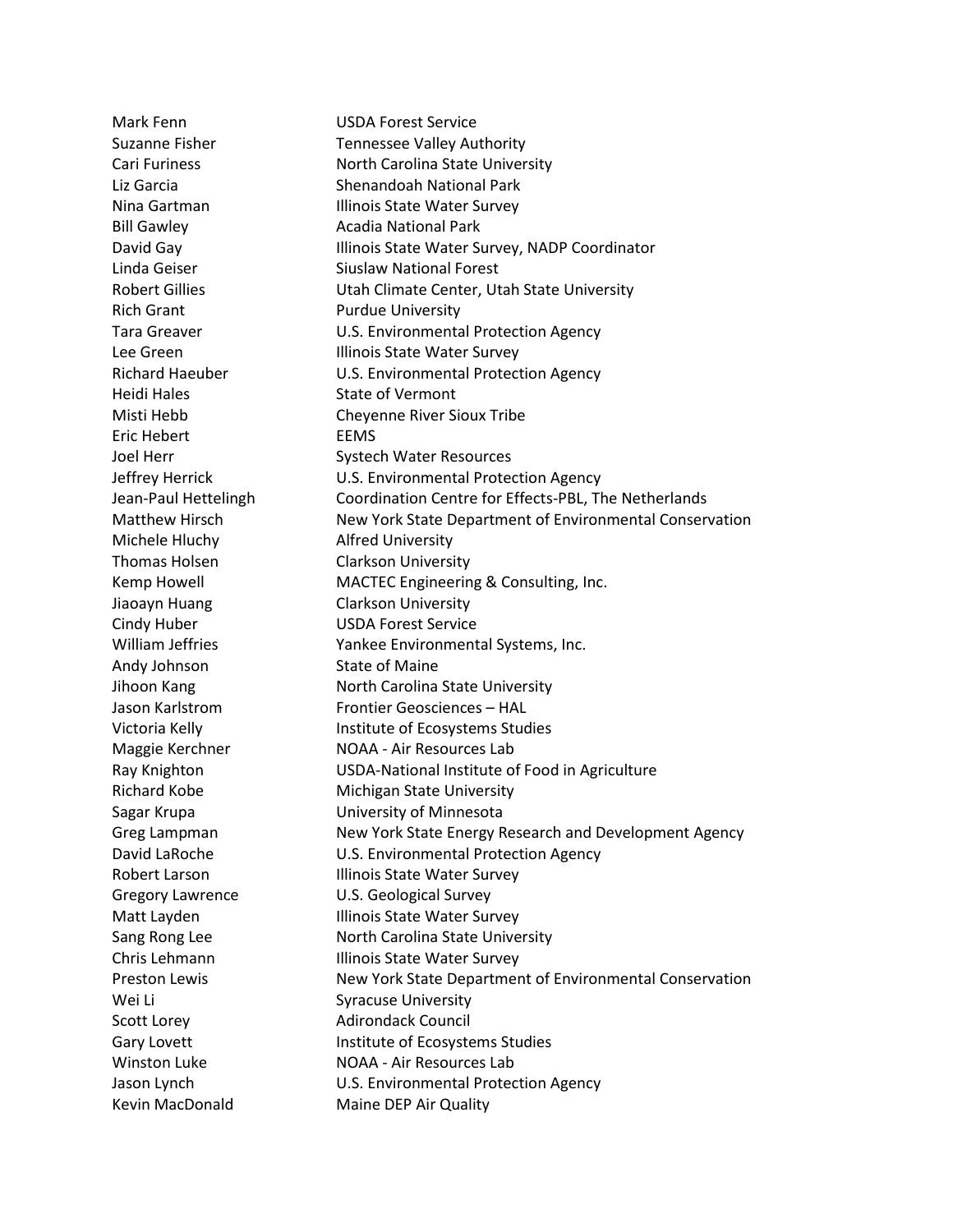| | |
|---|---|
| Mark Fenn | USDA Forest Service |
| Suzanne Fisher | Tennessee Valley Authority |
| Cari Furiness | North Carolina State University |
| Liz Garcia | Shenandoah National Park |
| Nina Gartman | Illinois State Water Survey |
| Bill Gawley | Acadia National Park |
| David Gay | Illinois State Water Survey, NADP Coordinator |
| Linda Geiser | Siuslaw National Forest |
| Robert Gillies | Utah Climate Center, Utah State University |
| Rich Grant | Purdue University |
| Tara Greaver | U.S. Environmental Protection Agency |
| Lee Green | Illinois State Water Survey |
| Richard Haeuber | U.S. Environmental Protection Agency |
| Heidi Hales | State of Vermont |
| Misti Hebb | Cheyenne River Sioux Tribe |
| Eric Hebert | EEMS |
| Joel Herr | Systech Water Resources |
| Jeffrey Herrick | U.S. Environmental Protection Agency |
| Jean-Paul Hettelingh | Coordination Centre for Effects-PBL, The Netherlands |
| Matthew Hirsch | New York State Department of Environmental Conservation |
| Michele Hluchy | Alfred University |
| Thomas Holsen | Clarkson University |
| Kemp Howell | MACTEC Engineering & Consulting, Inc. |
| Jiaoayn Huang | Clarkson University |
| Cindy Huber | USDA Forest Service |
| William Jeffries | Yankee Environmental Systems, Inc. |
| Andy Johnson | State of Maine |
| Jihoon Kang | North Carolina State University |
| Jason Karlstrom | Frontier Geosciences – HAL |
| Victoria Kelly | Institute of Ecosystems Studies |
| Maggie Kerchner | NOAA - Air Resources Lab |
| Ray Knighton | USDA-National Institute of Food in Agriculture |
| Richard Kobe | Michigan State University |
| Sagar Krupa | University of Minnesota |
| Greg Lampman | New York State Energy Research and Development Agency |
| David LaRoche | U.S. Environmental Protection Agency |
| Robert Larson | Illinois State Water Survey |
| Gregory Lawrence | U.S. Geological Survey |
| Matt Layden | Illinois State Water Survey |
| Sang Rong Lee | North Carolina State University |
| Chris Lehmann | Illinois State Water Survey |
| Preston Lewis | New York State Department of Environmental Conservation |
| Wei Li | Syracuse University |
| Scott Lorey | Adirondack Council |
| Gary Lovett | Institute of Ecosystems Studies |
| Winston Luke | NOAA - Air Resources Lab |
| Jason Lynch | U.S. Environmental Protection Agency |
| Kevin MacDonald | Maine DEP Air Quality |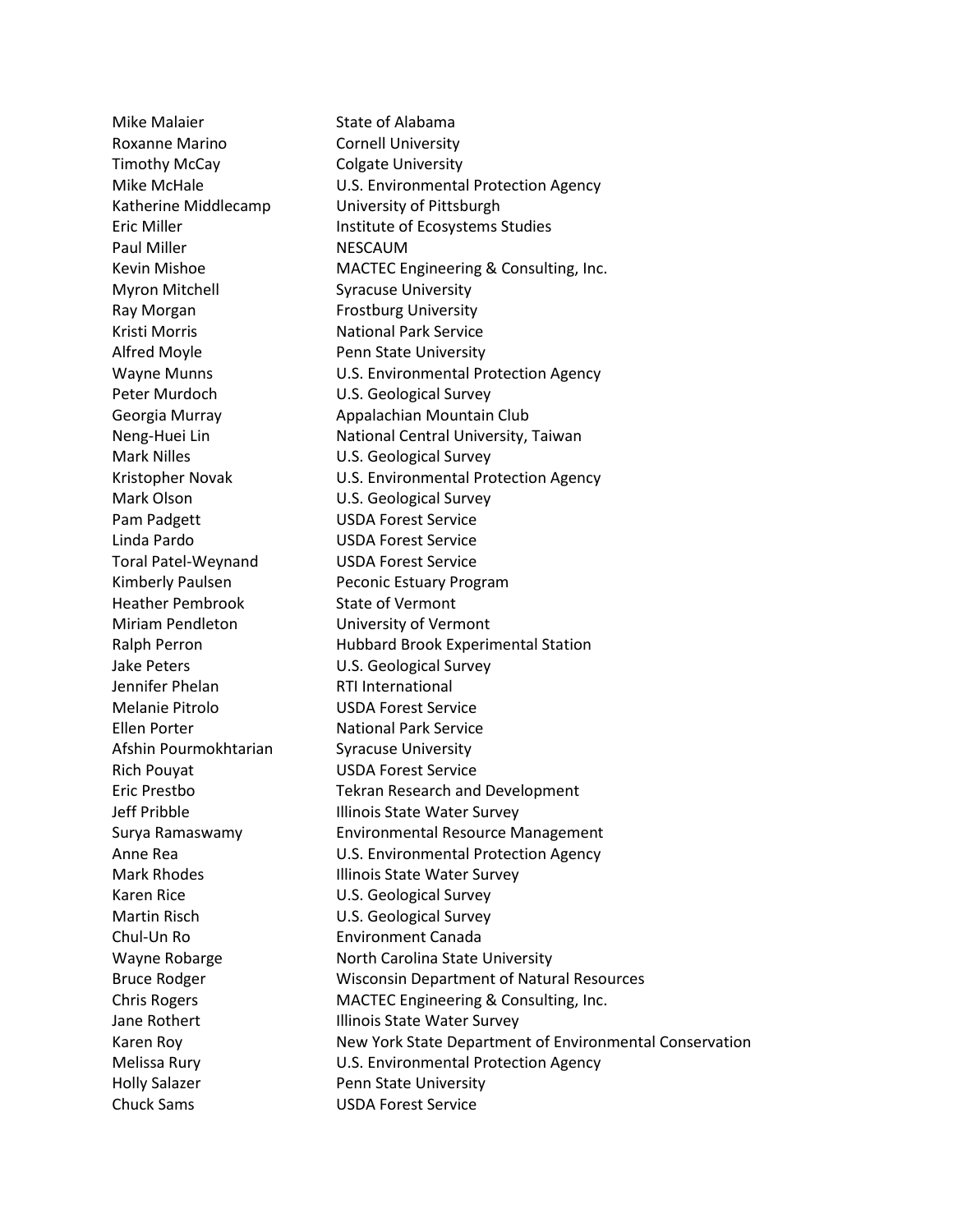| | |
|---|---|
| Mike Malaier | State of Alabama |
| Roxanne Marino | Cornell University |
| Timothy McCay | Colgate University |
| Mike McHale | U.S. Environmental Protection Agency |
| Katherine Middlecamp | University of Pittsburgh |
| Eric Miller | Institute of Ecosystems Studies |
| Paul Miller | NESCAUM |
| Kevin Mishoe | MACTEC Engineering & Consulting, Inc. |
| Myron Mitchell | Syracuse University |
| Ray Morgan | Frostburg University |
| Kristi Morris | National Park Service |
| Alfred Moyle | Penn State University |
| Wayne Munns | U.S. Environmental Protection Agency |
| Peter Murdoch | U.S. Geological Survey |
| Georgia Murray | Appalachian Mountain Club |
| Neng-Huei Lin | National Central University, Taiwan |
| Mark Nilles | U.S. Geological Survey |
| Kristopher Novak | U.S. Environmental Protection Agency |
| Mark Olson | U.S. Geological Survey |
| Pam Padgett | USDA Forest Service |
| Linda Pardo | USDA Forest Service |
| Toral Patel-Weynand | USDA Forest Service |
| Kimberly Paulsen | Peconic Estuary Program |
| Heather Pembrook | State of Vermont |
| Miriam Pendleton | University of Vermont |
| Ralph Perron | Hubbard Brook Experimental Station |
| Jake Peters | U.S. Geological Survey |
| Jennifer Phelan | RTI International |
| Melanie Pitrolo | USDA Forest Service |
| Ellen Porter | National Park Service |
| Afshin Pourmokhtarian | Syracuse University |
| Rich Pouyat | USDA Forest Service |
| Eric Prestbo | Tekran Research and Development |
| Jeff Pribble | Illinois State Water Survey |
| Surya Ramaswamy | Environmental Resource Management |
| Anne Rea | U.S. Environmental Protection Agency |
| Mark Rhodes | Illinois State Water Survey |
| Karen Rice | U.S. Geological Survey |
| Martin Risch | U.S. Geological Survey |
| Chul-Un Ro | Environment Canada |
| Wayne Robarge | North Carolina State University |
| Bruce Rodger | Wisconsin Department of Natural Resources |
| Chris Rogers | MACTEC Engineering & Consulting, Inc. |
| Jane Rothert | Illinois State Water Survey |
| Karen Roy | New York State Department of Environmental Conservation |
| Melissa Rury | U.S. Environmental Protection Agency |
| Holly Salazer | Penn State University |
| Chuck Sams | USDA Forest Service |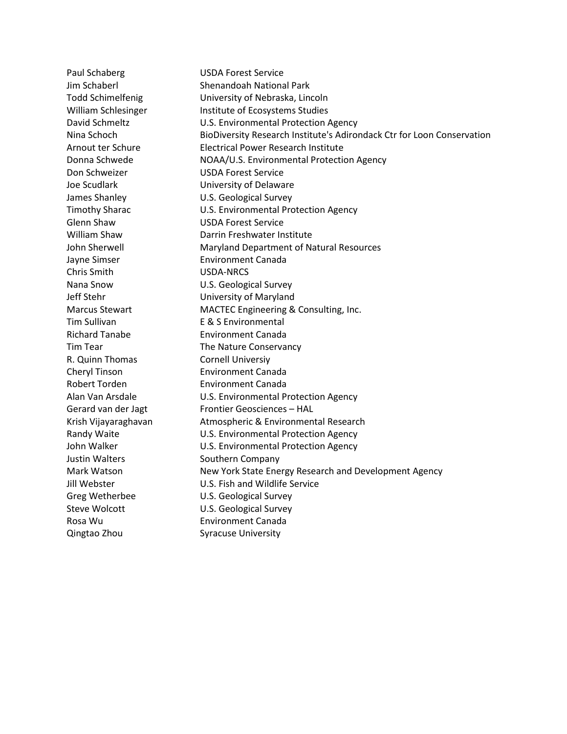| | |
|---|---|
| Paul Schaberg | USDA Forest Service |
| Jim Schaberl | Shenandoah National Park |
| Todd Schimelfenig | University of Nebraska, Lincoln |
| William Schlesinger | Institute of Ecosystems Studies |
| David Schmeltz | U.S. Environmental Protection Agency |
| Nina Schoch | BioDiversity Research Institute's Adirondack Ctr for Loon Conservation |
| Arnout ter Schure | Electrical Power Research Institute |
| Donna Schwede | NOAA/U.S. Environmental Protection Agency |
| Don Schweizer | USDA Forest Service |
| Joe Scudlark | University of Delaware |
| James Shanley | U.S. Geological Survey |
| Timothy Sharac | U.S. Environmental Protection Agency |
| Glenn Shaw | USDA Forest Service |
| William Shaw | Darrin Freshwater Institute |
| John Sherwell | Maryland Department of Natural Resources |
| Jayne Simser | Environment Canada |
| Chris Smith | USDA-NRCS |
| Nana Snow | U.S. Geological Survey |
| Jeff Stehr | University of Maryland |
| Marcus Stewart | MACTEC Engineering & Consulting, Inc. |
| Tim Sullivan | E & S Environmental |
| Richard Tanabe | Environment Canada |
| Tim Tear | The Nature Conservancy |
| R. Quinn Thomas | Cornell Universiy |
| Cheryl Tinson | Environment Canada |
| Robert Torden | Environment Canada |
| Alan Van Arsdale | U.S. Environmental Protection Agency |
| Gerard van der Jagt | Frontier Geosciences – HAL |
| Krish Vijayaraghavan | Atmospheric & Environmental Research |
| Randy Waite | U.S. Environmental Protection Agency |
| John Walker | U.S. Environmental Protection Agency |
| Justin Walters | Southern Company |
| Mark Watson | New York State Energy Research and Development Agency |
| Jill Webster | U.S. Fish and Wildlife Service |
| Greg Wetherbee | U.S. Geological Survey |
| Steve Wolcott | U.S. Geological Survey |
| Rosa Wu | Environment Canada |
| Qingtao Zhou | Syracuse University |